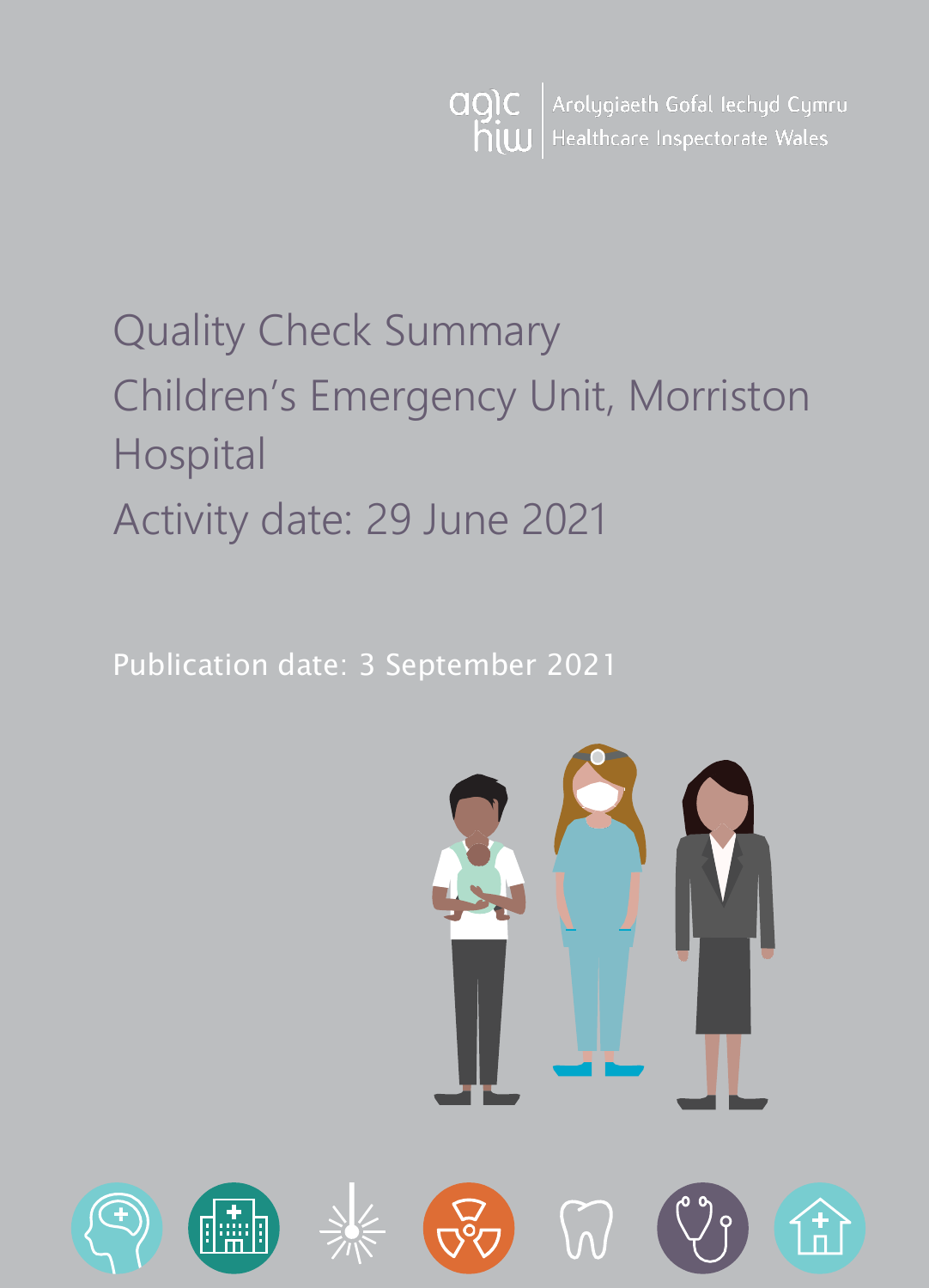Arolygiaeth Gofal Iechyd Cymru
Healthcare Inspectorate Wales

# Quality Check Summary

# Children's Emergency Unit, Morriston Hospital

# Activity date: 29 June 2021

Publication date: 3 September 2021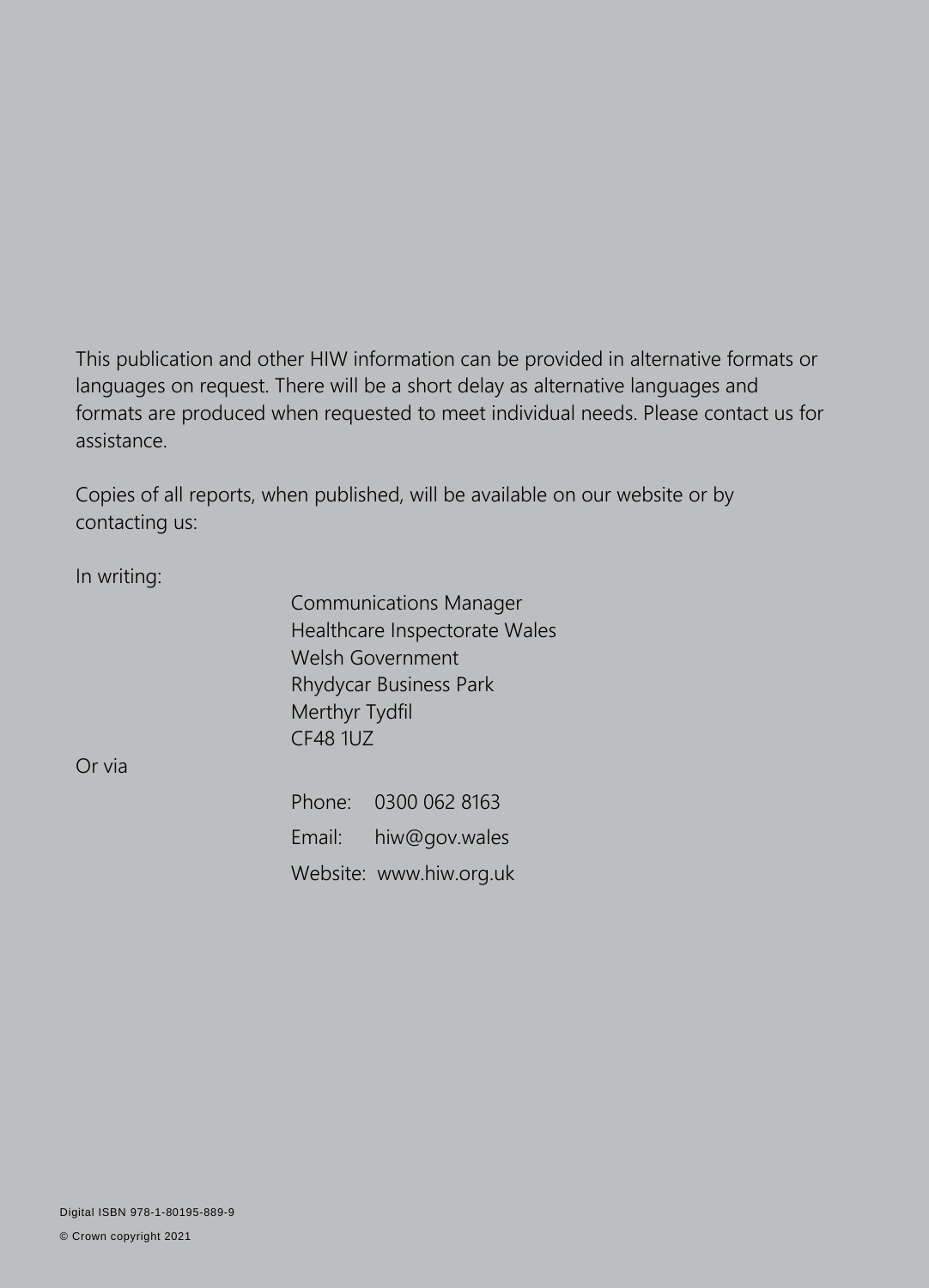This publication and other HIW information can be provided in alternative formats or languages on request. There will be a short delay as alternative languages and formats are produced when requested to meet individual needs. Please contact us for assistance.

Copies of all reports, when published, will be available on our website or by contacting us:

In writing:

Communications Manager
Healthcare Inspectorate Wales
Welsh Government
Rhydycar Business Park
Merthyr Tydfil
CF48 1UZ

Or via

Phone: 0300 062 8163

Email: hiw@gov.wales

Website: www.hiw.org.uk

Digital ISBN 978-1-80195-889-9

© Crown copyright 2021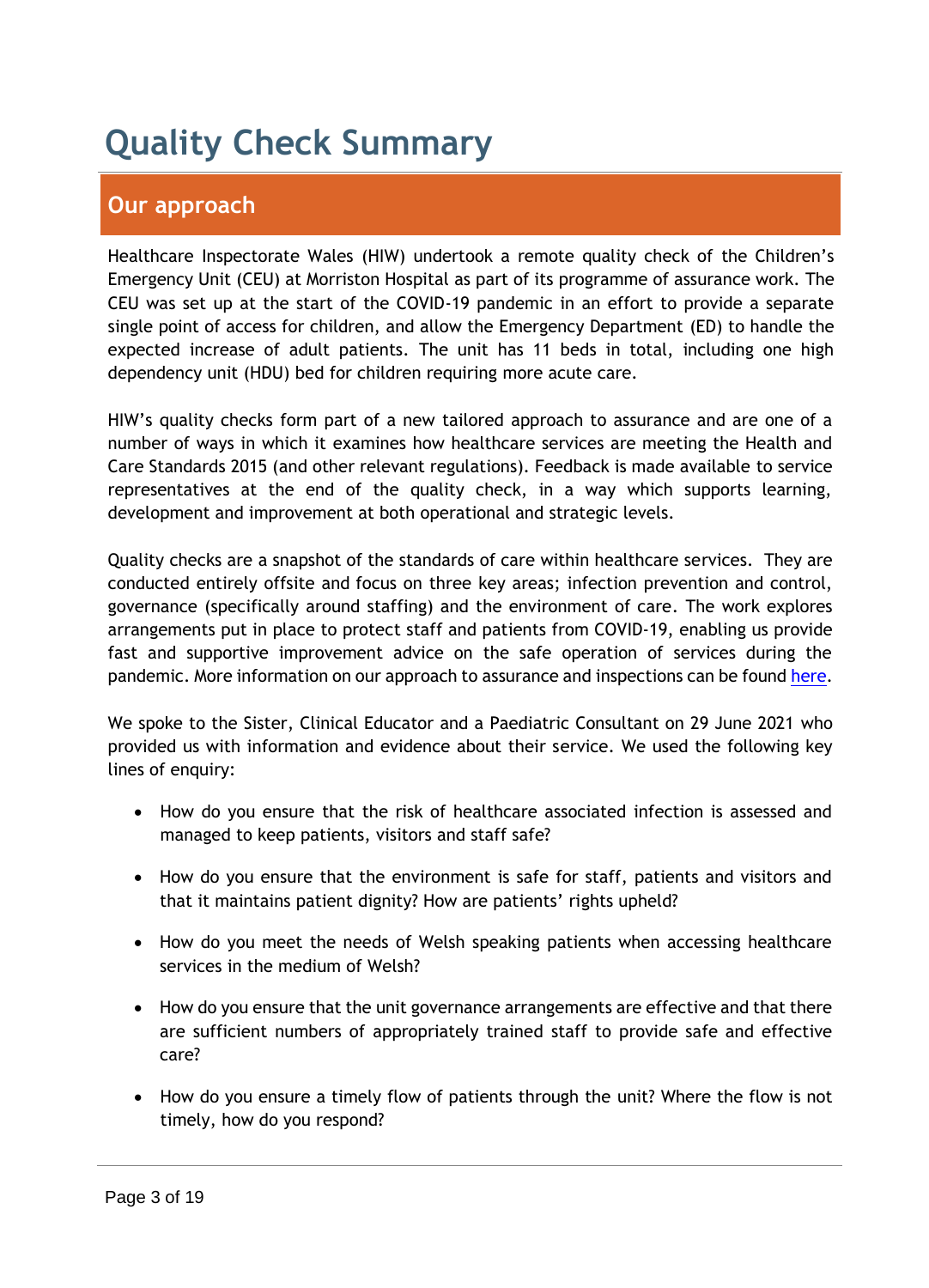# Quality Check Summary

## Our approach

Healthcare Inspectorate Wales (HIW) undertook a remote quality check of the Children's Emergency Unit (CEU) at Morriston Hospital as part of its programme of assurance work. The CEU was set up at the start of the COVID-19 pandemic in an effort to provide a separate single point of access for children, and allow the Emergency Department (ED) to handle the expected increase of adult patients. The unit has 11 beds in total, including one high dependency unit (HDU) bed for children requiring more acute care.

HIW's quality checks form part of a new tailored approach to assurance and are one of a number of ways in which it examines how healthcare services are meeting the Health and Care Standards 2015 (and other relevant regulations). Feedback is made available to service representatives at the end of the quality check, in a way which supports learning, development and improvement at both operational and strategic levels.

Quality checks are a snapshot of the standards of care within healthcare services. They are conducted entirely offsite and focus on three key areas; infection prevention and control, governance (specifically around staffing) and the environment of care. The work explores arrangements put in place to protect staff and patients from COVID-19, enabling us provide fast and supportive improvement advice on the safe operation of services during the pandemic. More information on our approach to assurance and inspections can be found here.

We spoke to the Sister, Clinical Educator and a Paediatric Consultant on 29 June 2021 who provided us with information and evidence about their service. We used the following key lines of enquiry:

- How do you ensure that the risk of healthcare associated infection is assessed and managed to keep patients, visitors and staff safe?
- How do you ensure that the environment is safe for staff, patients and visitors and that it maintains patient dignity? How are patients' rights upheld?
- How do you meet the needs of Welsh speaking patients when accessing healthcare services in the medium of Welsh?
- How do you ensure that the unit governance arrangements are effective and that there are sufficient numbers of appropriately trained staff to provide safe and effective care?
- How do you ensure a timely flow of patients through the unit? Where the flow is not timely, how do you respond?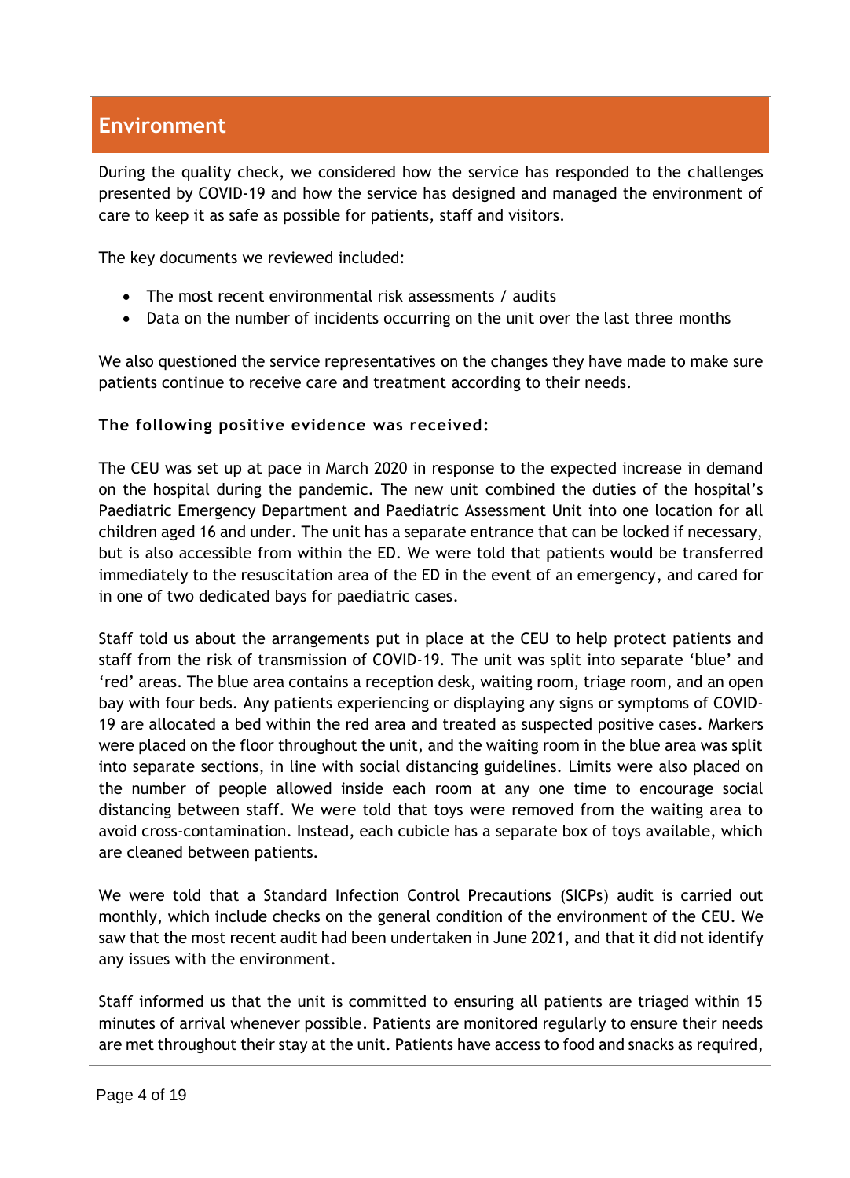## Environment

During the quality check, we considered how the service has responded to the challenges presented by COVID-19 and how the service has designed and managed the environment of care to keep it as safe as possible for patients, staff and visitors.

The key documents we reviewed included:

- The most recent environmental risk assessments / audits
- Data on the number of incidents occurring on the unit over the last three months

We also questioned the service representatives on the changes they have made to make sure patients continue to receive care and treatment according to their needs.

**The following positive evidence was received:**

The CEU was set up at pace in March 2020 in response to the expected increase in demand on the hospital during the pandemic. The new unit combined the duties of the hospital's Paediatric Emergency Department and Paediatric Assessment Unit into one location for all children aged 16 and under. The unit has a separate entrance that can be locked if necessary, but is also accessible from within the ED. We were told that patients would be transferred immediately to the resuscitation area of the ED in the event of an emergency, and cared for in one of two dedicated bays for paediatric cases.

Staff told us about the arrangements put in place at the CEU to help protect patients and staff from the risk of transmission of COVID-19. The unit was split into separate 'blue' and 'red' areas. The blue area contains a reception desk, waiting room, triage room, and an open bay with four beds. Any patients experiencing or displaying any signs or symptoms of COVID-19 are allocated a bed within the red area and treated as suspected positive cases. Markers were placed on the floor throughout the unit, and the waiting room in the blue area was split into separate sections, in line with social distancing guidelines. Limits were also placed on the number of people allowed inside each room at any one time to encourage social distancing between staff. We were told that toys were removed from the waiting area to avoid cross-contamination. Instead, each cubicle has a separate box of toys available, which are cleaned between patients.

We were told that a Standard Infection Control Precautions (SICPs) audit is carried out monthly, which include checks on the general condition of the environment of the CEU. We saw that the most recent audit had been undertaken in June 2021, and that it did not identify any issues with the environment.

Staff informed us that the unit is committed to ensuring all patients are triaged within 15 minutes of arrival whenever possible. Patients are monitored regularly to ensure their needs are met throughout their stay at the unit. Patients have access to food and snacks as required,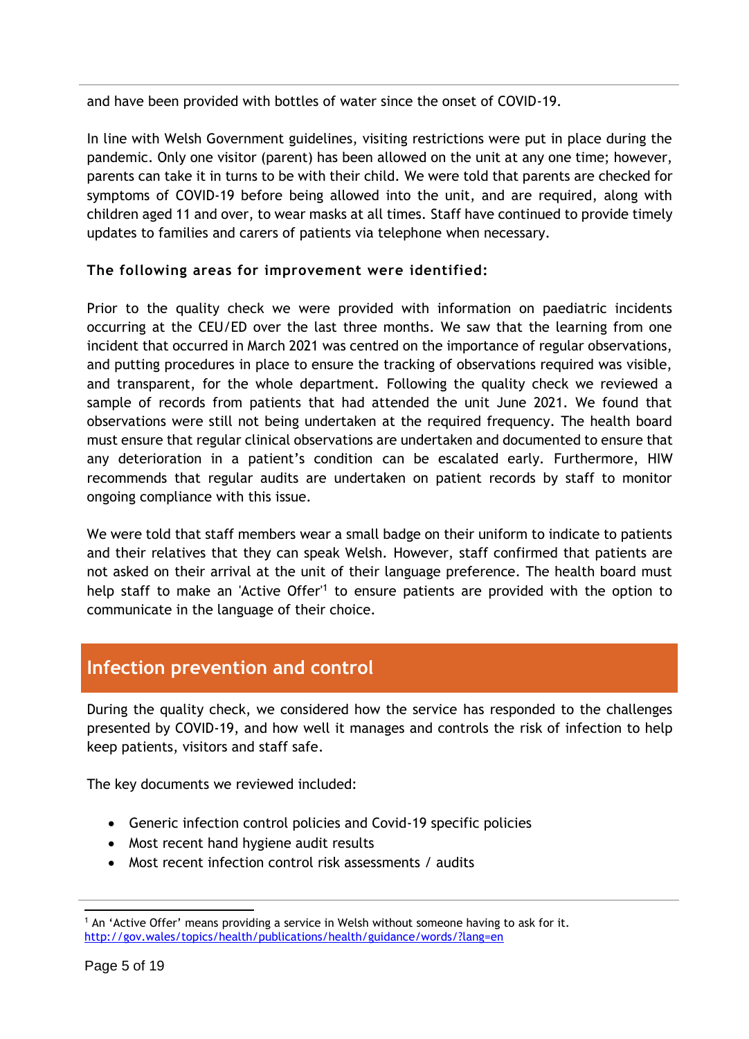and have been provided with bottles of water since the onset of COVID-19.

In line with Welsh Government guidelines, visiting restrictions were put in place during the pandemic. Only one visitor (parent) has been allowed on the unit at any one time; however, parents can take it in turns to be with their child. We were told that parents are checked for symptoms of COVID-19 before being allowed into the unit, and are required, along with children aged 11 and over, to wear masks at all times. Staff have continued to provide timely updates to families and carers of patients via telephone when necessary.

**The following areas for improvement were identified:**

Prior to the quality check we were provided with information on paediatric incidents occurring at the CEU/ED over the last three months. We saw that the learning from one incident that occurred in March 2021 was centred on the importance of regular observations, and putting procedures in place to ensure the tracking of observations required was visible, and transparent, for the whole department. Following the quality check we reviewed a sample of records from patients that had attended the unit June 2021. We found that observations were still not being undertaken at the required frequency. The health board must ensure that regular clinical observations are undertaken and documented to ensure that any deterioration in a patient's condition can be escalated early. Furthermore, HIW recommends that regular audits are undertaken on patient records by staff to monitor ongoing compliance with this issue.

We were told that staff members wear a small badge on their uniform to indicate to patients and their relatives that they can speak Welsh. However, staff confirmed that patients are not asked on their arrival at the unit of their language preference. The health board must help staff to make an 'Active Offer'[1] to ensure patients are provided with the option to communicate in the language of their choice.

## Infection prevention and control

During the quality check, we considered how the service has responded to the challenges presented by COVID-19, and how well it manages and controls the risk of infection to help keep patients, visitors and staff safe.

The key documents we reviewed included:

- Generic infection control policies and Covid-19 specific policies
- Most recent hand hygiene audit results
- Most recent infection control risk assessments / audits

[1] An 'Active Offer' means providing a service in Welsh without someone having to ask for it. http://gov.wales/topics/health/publications/health/guidance/words/?lang=en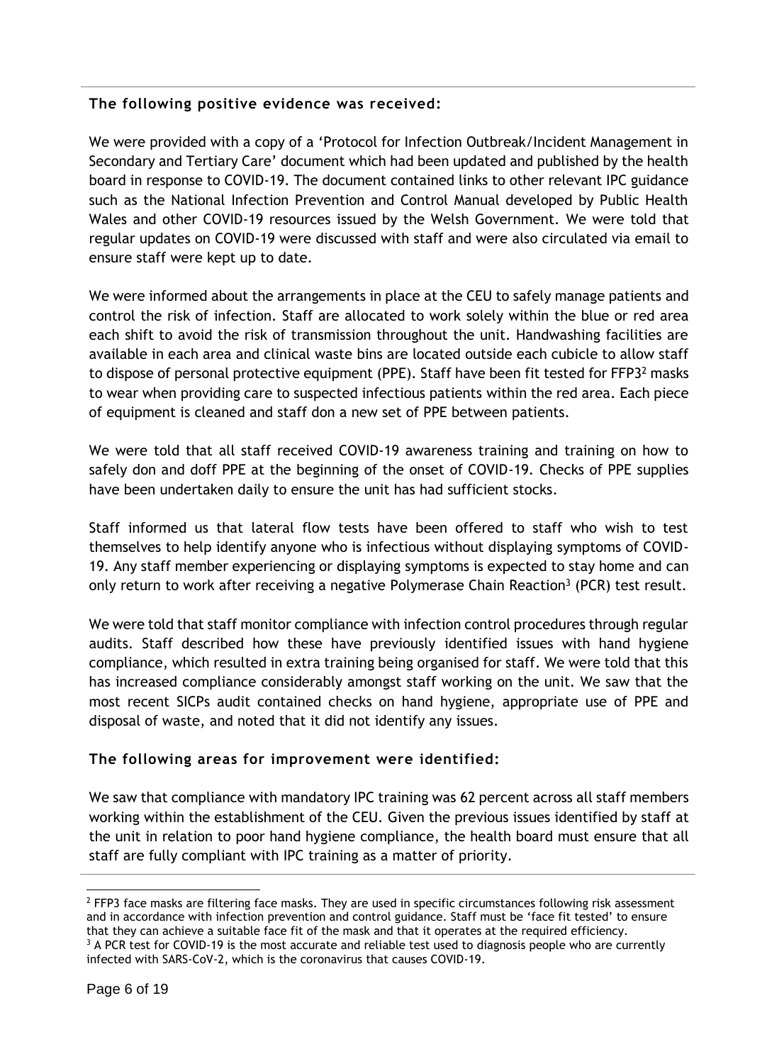**The following positive evidence was received:**

We were provided with a copy of a 'Protocol for Infection Outbreak/Incident Management in Secondary and Tertiary Care' document which had been updated and published by the health board in response to COVID-19. The document contained links to other relevant IPC guidance such as the National Infection Prevention and Control Manual developed by Public Health Wales and other COVID-19 resources issued by the Welsh Government. We were told that regular updates on COVID-19 were discussed with staff and were also circulated via email to ensure staff were kept up to date.

We were informed about the arrangements in place at the CEU to safely manage patients and control the risk of infection. Staff are allocated to work solely within the blue or red area each shift to avoid the risk of transmission throughout the unit. Handwashing facilities are available in each area and clinical waste bins are located outside each cubicle to allow staff to dispose of personal protective equipment (PPE). Staff have been fit tested for FFP3[2] masks to wear when providing care to suspected infectious patients within the red area. Each piece of equipment is cleaned and staff don a new set of PPE between patients.

We were told that all staff received COVID-19 awareness training and training on how to safely don and doff PPE at the beginning of the onset of COVID-19. Checks of PPE supplies have been undertaken daily to ensure the unit has had sufficient stocks.

Staff informed us that lateral flow tests have been offered to staff who wish to test themselves to help identify anyone who is infectious without displaying symptoms of COVID-19. Any staff member experiencing or displaying symptoms is expected to stay home and can only return to work after receiving a negative Polymerase Chain Reaction[3] (PCR) test result.

We were told that staff monitor compliance with infection control procedures through regular audits. Staff described how these have previously identified issues with hand hygiene compliance, which resulted in extra training being organised for staff. We were told that this has increased compliance considerably amongst staff working on the unit. We saw that the most recent SICPs audit contained checks on hand hygiene, appropriate use of PPE and disposal of waste, and noted that it did not identify any issues.

**The following areas for improvement were identified:**

We saw that compliance with mandatory IPC training was 62 percent across all staff members working within the establishment of the CEU. Given the previous issues identified by staff at the unit in relation to poor hand hygiene compliance, the health board must ensure that all staff are fully compliant with IPC training as a matter of priority.

---

[2] FFP3 face masks are filtering face masks. They are used in specific circumstances following risk assessment and in accordance with infection prevention and control guidance. Staff must be 'face fit tested' to ensure that they can achieve a suitable face fit of the mask and that it operates at the required efficiency.

[3] A PCR test for COVID-19 is the most accurate and reliable test used to diagnosis people who are currently infected with SARS-CoV-2, which is the coronavirus that causes COVID-19.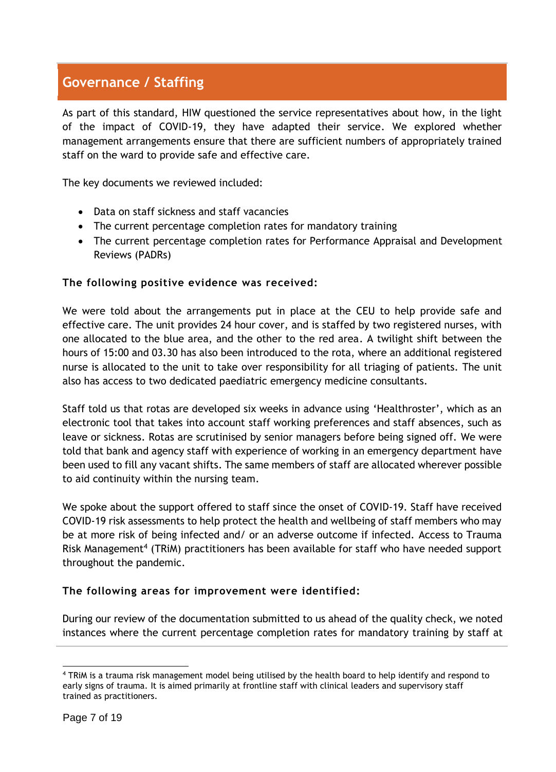## Governance / Staffing

As part of this standard, HIW questioned the service representatives about how, in the light of the impact of COVID-19, they have adapted their service. We explored whether management arrangements ensure that there are sufficient numbers of appropriately trained staff on the ward to provide safe and effective care.

The key documents we reviewed included:

- Data on staff sickness and staff vacancies
- The current percentage completion rates for mandatory training
- The current percentage completion rates for Performance Appraisal and Development Reviews (PADRs)

**The following positive evidence was received:**

We were told about the arrangements put in place at the CEU to help provide safe and effective care. The unit provides 24 hour cover, and is staffed by two registered nurses, with one allocated to the blue area, and the other to the red area. A twilight shift between the hours of 15:00 and 03.30 has also been introduced to the rota, where an additional registered nurse is allocated to the unit to take over responsibility for all triaging of patients. The unit also has access to two dedicated paediatric emergency medicine consultants.

Staff told us that rotas are developed six weeks in advance using 'Healthroster', which as an electronic tool that takes into account staff working preferences and staff absences, such as leave or sickness. Rotas are scrutinised by senior managers before being signed off. We were told that bank and agency staff with experience of working in an emergency department have been used to fill any vacant shifts. The same members of staff are allocated wherever possible to aid continuity within the nursing team.

We spoke about the support offered to staff since the onset of COVID-19. Staff have received COVID-19 risk assessments to help protect the health and wellbeing of staff members who may be at more risk of being infected and/ or an adverse outcome if infected. Access to Trauma Risk Management[4] (TRiM) practitioners has been available for staff who have needed support throughout the pandemic.

**The following areas for improvement were identified:**

During our review of the documentation submitted to us ahead of the quality check, we noted instances where the current percentage completion rates for mandatory training by staff at

[4] TRiM is a trauma risk management model being utilised by the health board to help identify and respond to early signs of trauma. It is aimed primarily at frontline staff with clinical leaders and supervisory staff trained as practitioners.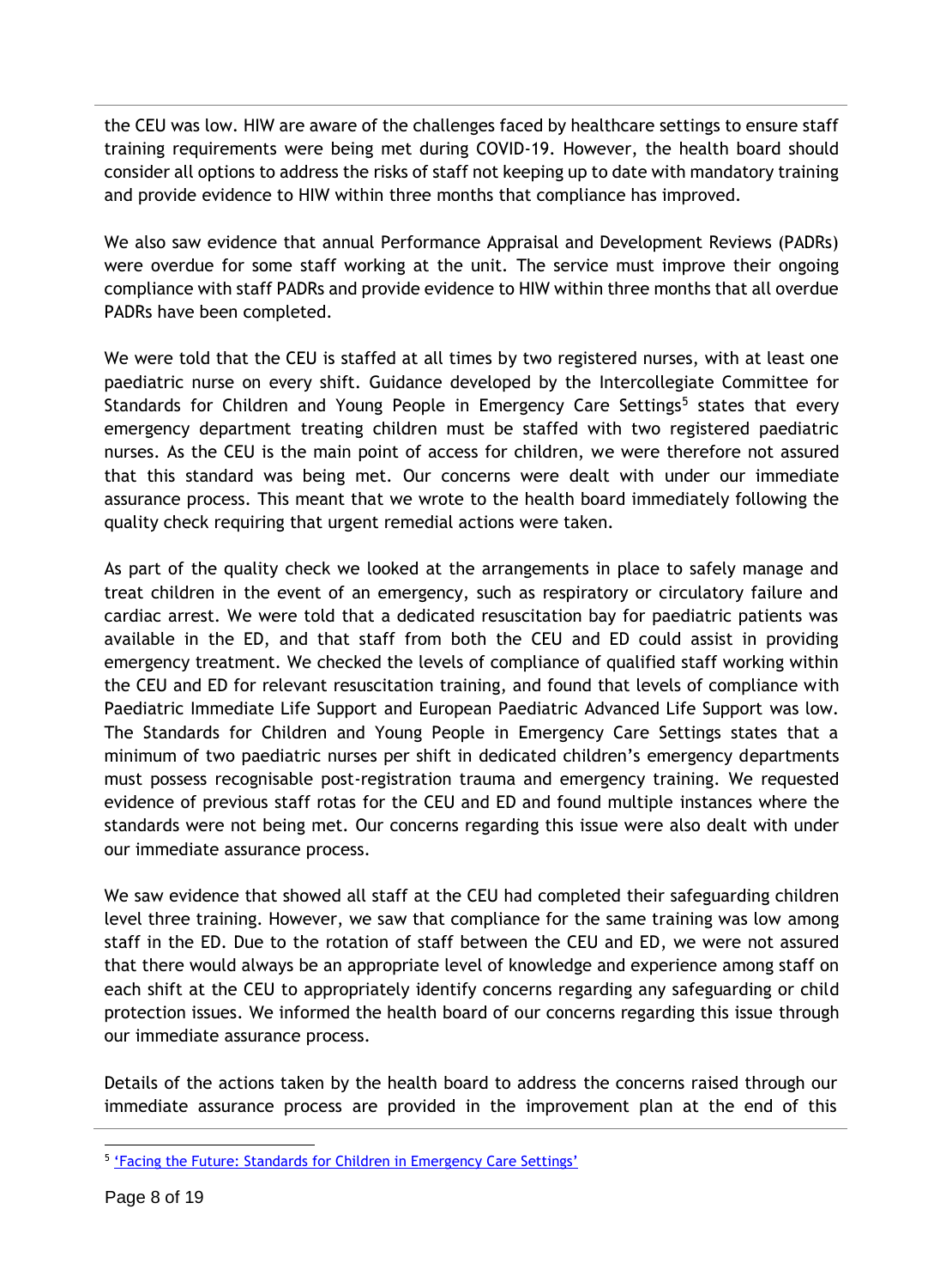the CEU was low. HIW are aware of the challenges faced by healthcare settings to ensure staff training requirements were being met during COVID-19. However, the health board should consider all options to address the risks of staff not keeping up to date with mandatory training and provide evidence to HIW within three months that compliance has improved.

We also saw evidence that annual Performance Appraisal and Development Reviews (PADRs) were overdue for some staff working at the unit. The service must improve their ongoing compliance with staff PADRs and provide evidence to HIW within three months that all overdue PADRs have been completed.

We were told that the CEU is staffed at all times by two registered nurses, with at least one paediatric nurse on every shift. Guidance developed by the Intercollegiate Committee for Standards for Children and Young People in Emergency Care Settings[5] states that every emergency department treating children must be staffed with two registered paediatric nurses. As the CEU is the main point of access for children, we were therefore not assured that this standard was being met. Our concerns were dealt with under our immediate assurance process. This meant that we wrote to the health board immediately following the quality check requiring that urgent remedial actions were taken.

As part of the quality check we looked at the arrangements in place to safely manage and treat children in the event of an emergency, such as respiratory or circulatory failure and cardiac arrest. We were told that a dedicated resuscitation bay for paediatric patients was available in the ED, and that staff from both the CEU and ED could assist in providing emergency treatment. We checked the levels of compliance of qualified staff working within the CEU and ED for relevant resuscitation training, and found that levels of compliance with Paediatric Immediate Life Support and European Paediatric Advanced Life Support was low. The Standards for Children and Young People in Emergency Care Settings states that a minimum of two paediatric nurses per shift in dedicated children's emergency departments must possess recognisable post-registration trauma and emergency training. We requested evidence of previous staff rotas for the CEU and ED and found multiple instances where the standards were not being met. Our concerns regarding this issue were also dealt with under our immediate assurance process.

We saw evidence that showed all staff at the CEU had completed their safeguarding children level three training. However, we saw that compliance for the same training was low among staff in the ED. Due to the rotation of staff between the CEU and ED, we were not assured that there would always be an appropriate level of knowledge and experience among staff on each shift at the CEU to appropriately identify concerns regarding any safeguarding or child protection issues. We informed the health board of our concerns regarding this issue through our immediate assurance process.

Details of the actions taken by the health board to address the concerns raised through our immediate assurance process are provided in the improvement plan at the end of this

---

[5] 'Facing the Future: Standards for Children in Emergency Care Settings'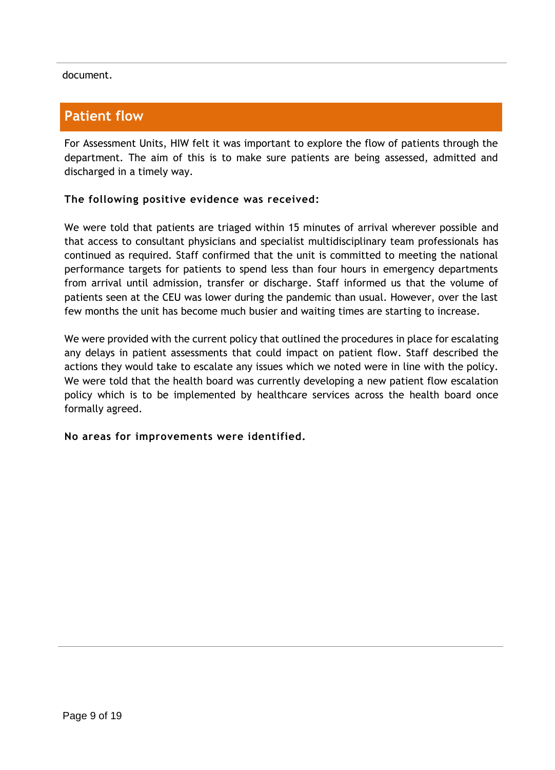document.

## Patient flow

For Assessment Units, HIW felt it was important to explore the flow of patients through the department. The aim of this is to make sure patients are being assessed, admitted and discharged in a timely way.

**The following positive evidence was received:**

We were told that patients are triaged within 15 minutes of arrival wherever possible and that access to consultant physicians and specialist multidisciplinary team professionals has continued as required. Staff confirmed that the unit is committed to meeting the national performance targets for patients to spend less than four hours in emergency departments from arrival until admission, transfer or discharge. Staff informed us that the volume of patients seen at the CEU was lower during the pandemic than usual. However, over the last few months the unit has become much busier and waiting times are starting to increase.

We were provided with the current policy that outlined the procedures in place for escalating any delays in patient assessments that could impact on patient flow. Staff described the actions they would take to escalate any issues which we noted were in line with the policy. We were told that the health board was currently developing a new patient flow escalation policy which is to be implemented by healthcare services across the health board once formally agreed.

**No areas for improvements were identified.**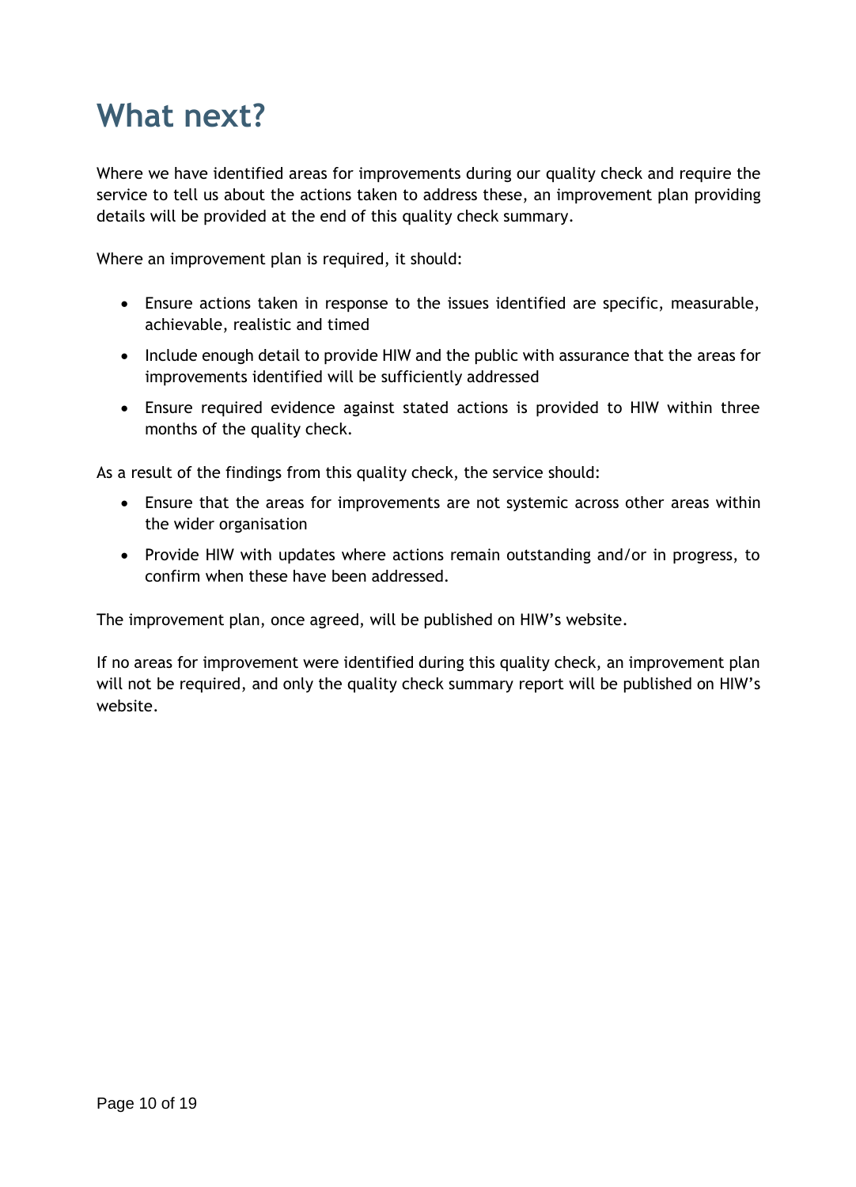# What next?

Where we have identified areas for improvements during our quality check and require the service to tell us about the actions taken to address these, an improvement plan providing details will be provided at the end of this quality check summary.

Where an improvement plan is required, it should:

- Ensure actions taken in response to the issues identified are specific, measurable, achievable, realistic and timed
- Include enough detail to provide HIW and the public with assurance that the areas for improvements identified will be sufficiently addressed
- Ensure required evidence against stated actions is provided to HIW within three months of the quality check.

As a result of the findings from this quality check, the service should:

- Ensure that the areas for improvements are not systemic across other areas within the wider organisation
- Provide HIW with updates where actions remain outstanding and/or in progress, to confirm when these have been addressed.

The improvement plan, once agreed, will be published on HIW's website.

If no areas for improvement were identified during this quality check, an improvement plan will not be required, and only the quality check summary report will be published on HIW's website.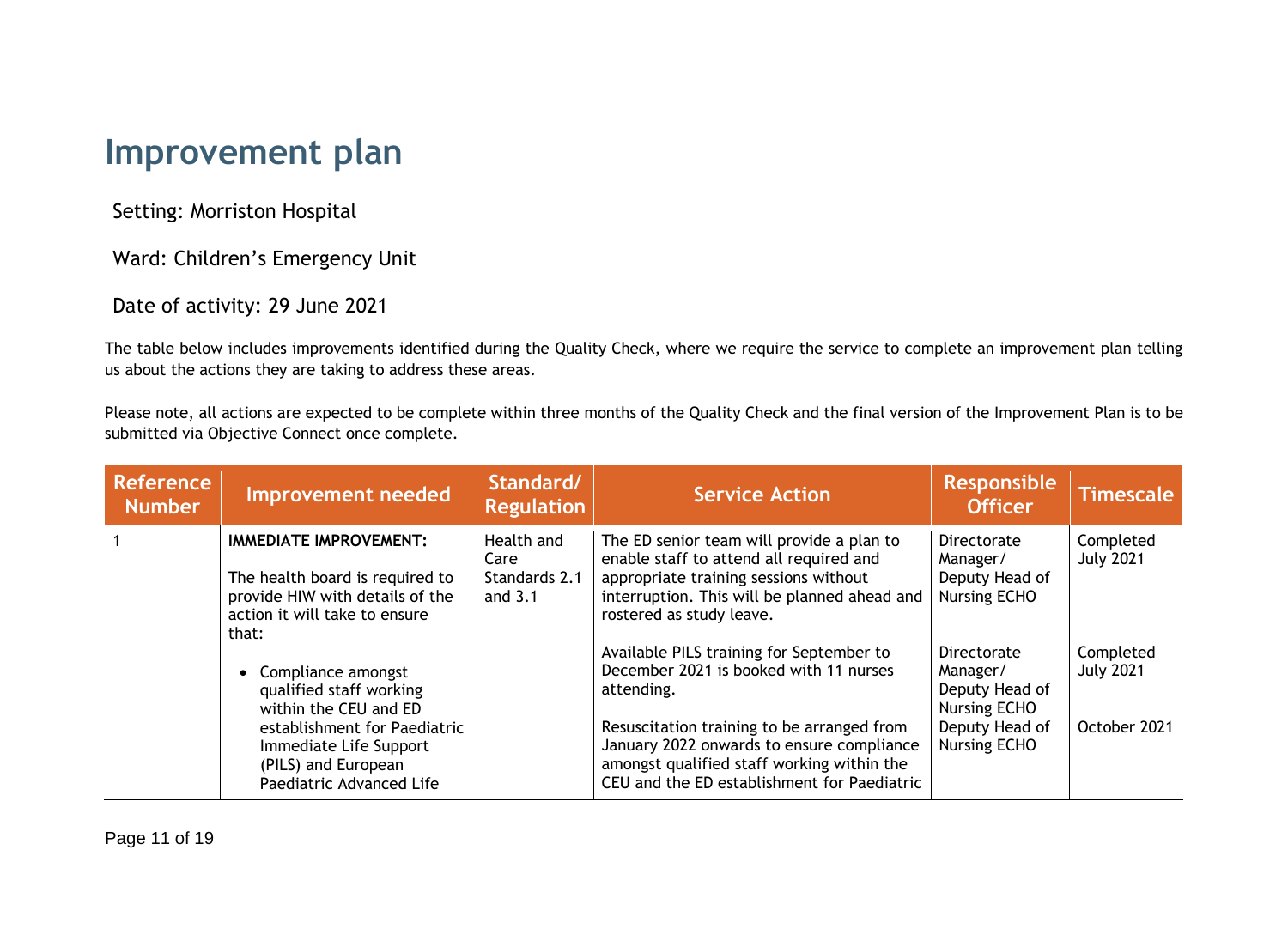# Improvement plan

Setting: Morriston Hospital

Ward: Children's Emergency Unit

Date of activity: 29 June 2021

The table below includes improvements identified during the Quality Check, where we require the service to complete an improvement plan telling us about the actions they are taking to address these areas.

Please note, all actions are expected to be complete within three months of the Quality Check and the final version of the Improvement Plan is to be submitted via Objective Connect once complete.

| Reference Number | Improvement needed | Standard/ Regulation | Service Action | Responsible Officer | Timescale |
|---|---|---|---|---|---|
| 1 | **IMMEDIATE IMPROVEMENT:**<br><br>The health board is required to provide HIW with details of the action it will take to ensure that:<br><br>• Compliance amongst qualified staff working within the CEU and ED establishment for Paediatric Immediate Life Support (PILS) and European Paediatric Advanced Life | Health and Care Standards 2.1 and 3.1 | The ED senior team will provide a plan to enable staff to attend all required and appropriate training sessions without interruption. This will be planned ahead and rostered as study leave.<br><br>Available PILS training for September to December 2021 is booked with 11 nurses attending.<br><br>Resuscitation training to be arranged from January 2022 onwards to ensure compliance amongst qualified staff working within the CEU and the ED establishment for Paediatric | Directorate Manager/ Deputy Head of Nursing ECHO<br><br>Directorate Manager/ Deputy Head of Nursing ECHO<br><br>Deputy Head of Nursing ECHO | Completed July 2021<br><br>Completed July 2021<br><br>October 2021 |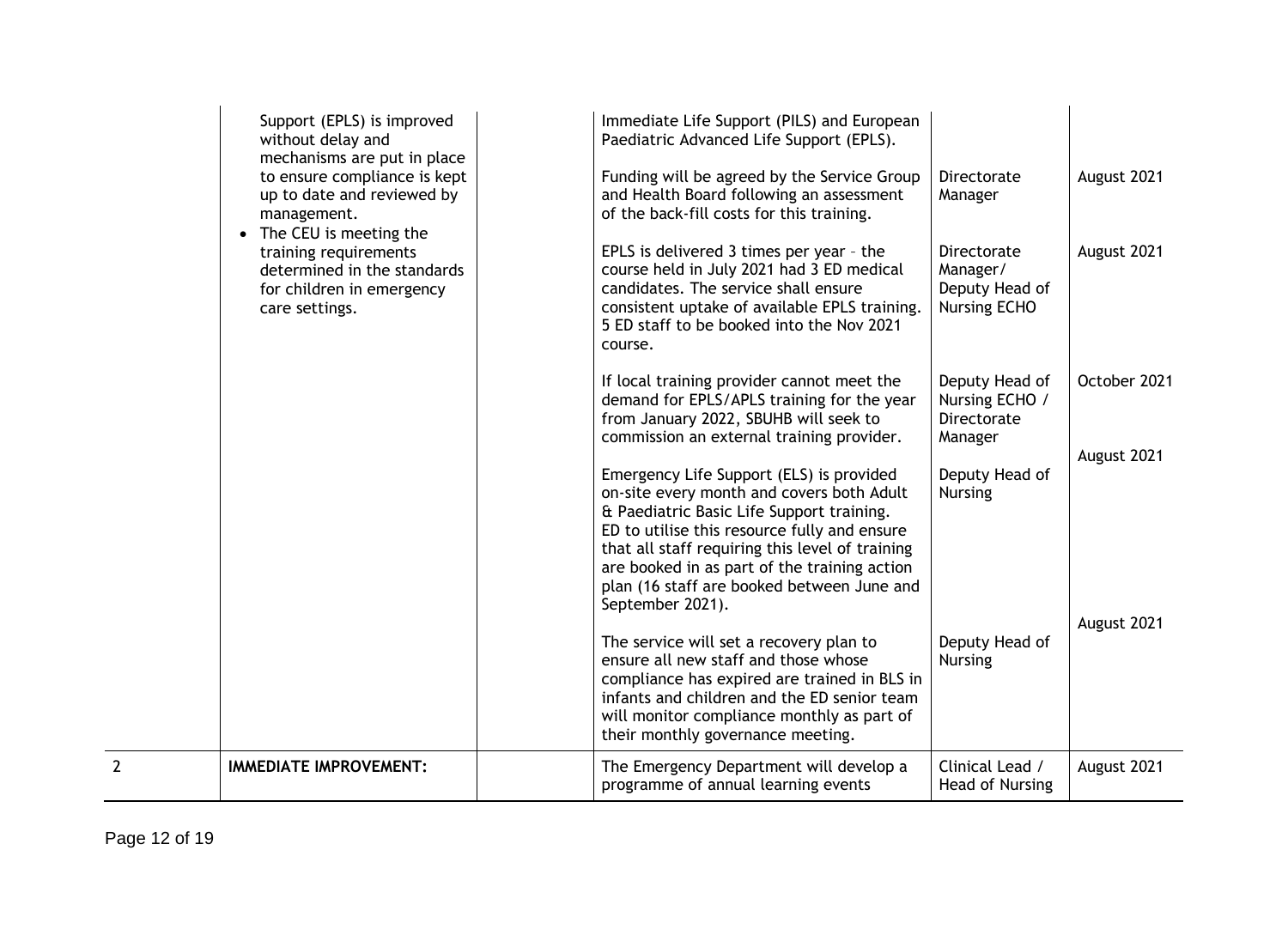| | | | | | |
|---|---|---|---|---|---|
| | Support (EPLS) is improved without delay and mechanisms are put in place to ensure compliance is kept up to date and reviewed by management.<br>• The CEU is meeting the training requirements determined in the standards for children in emergency care settings. | | Immediate Life Support (PILS) and European Paediatric Advanced Life Support (EPLS).<br><br>Funding will be agreed by the Service Group and Health Board following an assessment of the back-fill costs for this training.<br><br>EPLS is delivered 3 times per year - the course held in July 2021 had 3 ED medical candidates. The service shall ensure consistent uptake of available EPLS training. 5 ED staff to be booked into the Nov 2021 course.<br><br>If local training provider cannot meet the demand for EPLS/APLS training for the year from January 2022, SBUHB will seek to commission an external training provider.<br><br>Emergency Life Support (ELS) is provided on-site every month and covers both Adult & Paediatric Basic Life Support training. ED to utilise this resource fully and ensure that all staff requiring this level of training are booked in as part of the training action plan (16 staff are booked between June and September 2021).<br><br>The service will set a recovery plan to ensure all new staff and those whose compliance has expired are trained in BLS in infants and children and the ED senior team will monitor compliance monthly as part of their monthly governance meeting. | <br><br>Directorate Manager<br><br>Directorate Manager/ Deputy Head of Nursing ECHO<br><br>Deputy Head of Nursing ECHO / Directorate Manager<br><br>Deputy Head of Nursing<br><br>Deputy Head of Nursing | <br><br>August 2021<br><br>August 2021<br><br>October 2021<br><br>August 2021<br><br>August 2021 |
| 2 | **IMMEDIATE IMPROVEMENT:** | | The Emergency Department will develop a programme of annual learning events | Clinical Lead / Head of Nursing | August 2021 |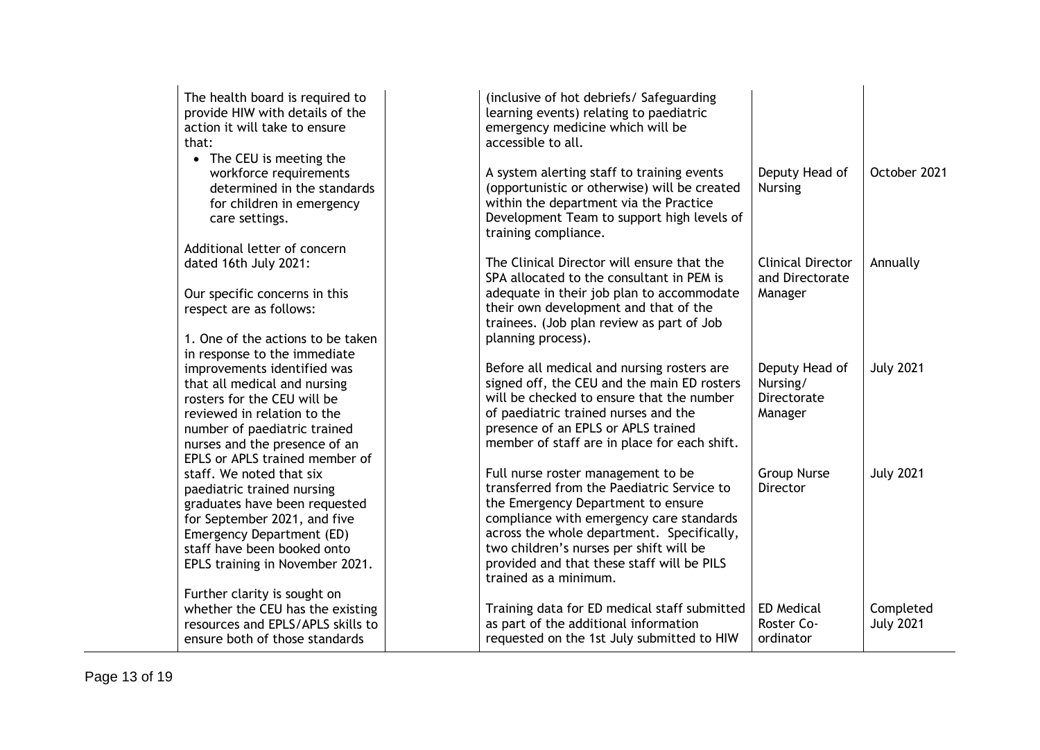| | | | | |
|---|---|---|---|---|
| The health board is required to provide HIW with details of the action it will take to ensure that:<br>• The CEU is meeting the workforce requirements determined in the standards for children in emergency care settings. | | (inclusive of hot debriefs/ Safeguarding learning events) relating to paediatric emergency medicine which will be accessible to all. | | |
| | | A system alerting staff to training events (opportunistic or otherwise) will be created within the department via the Practice Development Team to support high levels of training compliance. | Deputy Head of Nursing | October 2021 |
| Additional letter of concern dated 16th July 2021:<br><br>Our specific concerns in this respect are as follows:<br><br>1. One of the actions to be taken in response to the immediate improvements identified was that all medical and nursing rosters for the CEU will be reviewed in relation to the number of paediatric trained nurses and the presence of an EPLS or APLS trained member of staff. We noted that six paediatric trained nursing graduates have been requested for September 2021, and five Emergency Department (ED) staff have been booked onto EPLS training in November 2021.<br><br>Further clarity is sought on whether the CEU has the existing resources and EPLS/APLS skills to ensure both of those standards | | The Clinical Director will ensure that the SPA allocated to the consultant in PEM is adequate in their job plan to accommodate their own development and that of the trainees. (Job plan review as part of Job planning process). | Clinical Director and Directorate Manager | Annually |
| | | Before all medical and nursing rosters are signed off, the CEU and the main ED rosters will be checked to ensure that the number of paediatric trained nurses and the presence of an EPLS or APLS trained member of staff are in place for each shift. | Deputy Head of Nursing/ Directorate Manager | July 2021 |
| | | Full nurse roster management to be transferred from the Paediatric Service to the Emergency Department to ensure compliance with emergency care standards across the whole department. Specifically, two children's nurses per shift will be provided and that these staff will be PILS trained as a minimum. | Group Nurse Director | July 2021 |
| | | Training data for ED medical staff submitted as part of the additional information requested on the 1st July submitted to HIW | ED Medical Roster Co-ordinator | Completed July 2021 |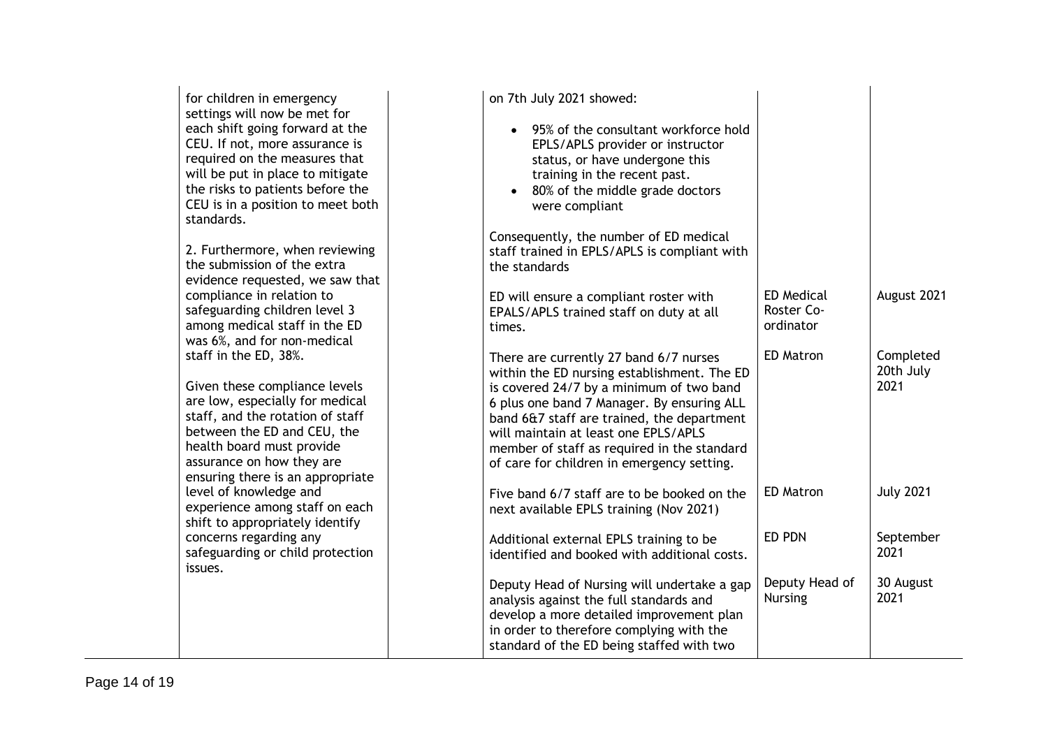| | | | | |
|---|---|---|---|---|
| for children in emergency settings will now be met for each shift going forward at the CEU. If not, more assurance is required on the measures that will be put in place to mitigate the risks to patients before the CEU is in a position to meet both standards.<br><br>2. Furthermore, when reviewing the submission of the extra evidence requested, we saw that compliance in relation to safeguarding children level 3 among medical staff in the ED was 6%, and for non-medical staff in the ED, 38%.<br><br>Given these compliance levels are low, especially for medical staff, and the rotation of staff between the ED and CEU, the health board must provide assurance on how they are ensuring there is an appropriate level of knowledge and experience among staff on each shift to appropriately identify concerns regarding any safeguarding or child protection issues. | | on 7th July 2021 showed:<br><br>• 95% of the consultant workforce hold EPLS/APLS provider or instructor status, or have undergone this training in the recent past.<br>• 80% of the middle grade doctors were compliant<br><br>Consequently, the number of ED medical staff trained in EPLS/APLS is compliant with the standards | | |
| | | ED will ensure a compliant roster with EPALS/APLS trained staff on duty at all times. | ED Medical Roster Co-ordinator | August 2021 |
| | | There are currently 27 band 6/7 nurses within the ED nursing establishment. The ED is covered 24/7 by a minimum of two band 6 plus one band 7 Manager. By ensuring ALL band 6&7 staff are trained, the department will maintain at least one EPLS/APLS member of staff as required in the standard of care for children in emergency setting. | ED Matron | Completed 20th July 2021 |
| | | Five band 6/7 staff are to be booked on the next available EPLS training (Nov 2021) | ED Matron | July 2021 |
| | | Additional external EPLS training to be identified and booked with additional costs. | ED PDN | September 2021 |
| | | Deputy Head of Nursing will undertake a gap analysis against the full standards and develop a more detailed improvement plan in order to therefore complying with the standard of the ED being staffed with two | Deputy Head of Nursing | 30 August 2021 |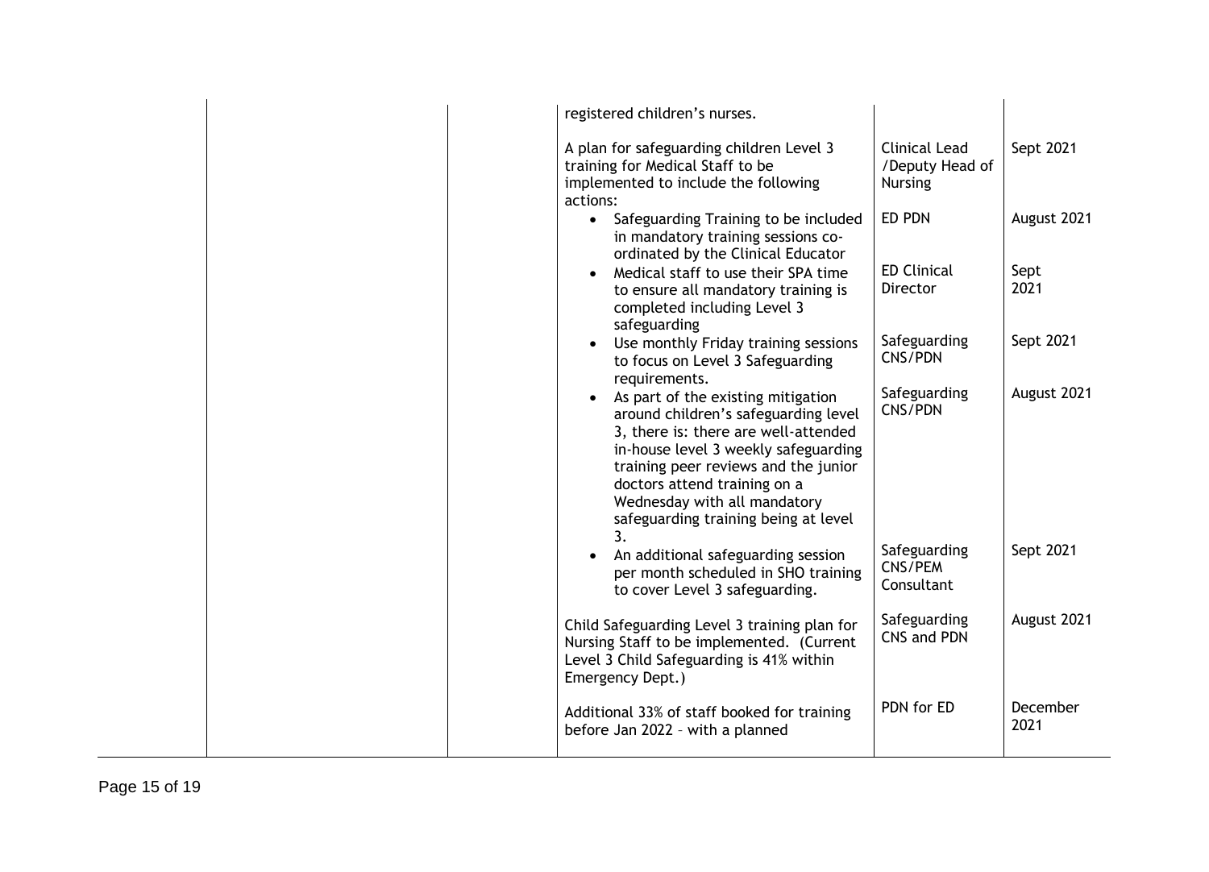| | | | | |
|---|---|---|---|---|
| | | registered children's nurses. | | |
| | | A plan for safeguarding children Level 3 training for Medical Staff to be implemented to include the following actions: | Clinical Lead /Deputy Head of Nursing | Sept 2021 |
| | | • Safeguarding Training to be included in mandatory training sessions co-ordinated by the Clinical Educator | ED PDN | August 2021 |
| | | • Medical staff to use their SPA time to ensure all mandatory training is completed including Level 3 safeguarding | ED Clinical Director | Sept 2021 |
| | | • Use monthly Friday training sessions to focus on Level 3 Safeguarding requirements. | Safeguarding CNS/PDN | Sept 2021 |
| | | • As part of the existing mitigation around children's safeguarding level 3, there is: there are well-attended in-house level 3 weekly safeguarding training peer reviews and the junior doctors attend training on a Wednesday with all mandatory safeguarding training being at level 3. | Safeguarding CNS/PDN | August 2021 |
| | | • An additional safeguarding session per month scheduled in SHO training to cover Level 3 safeguarding. | Safeguarding CNS/PEM Consultant | Sept 2021 |
| | | Child Safeguarding Level 3 training plan for Nursing Staff to be implemented. (Current Level 3 Child Safeguarding is 41% within Emergency Dept.) | Safeguarding CNS and PDN | August 2021 |
| | | Additional 33% of staff booked for training before Jan 2022 – with a planned | PDN for ED | December 2021 |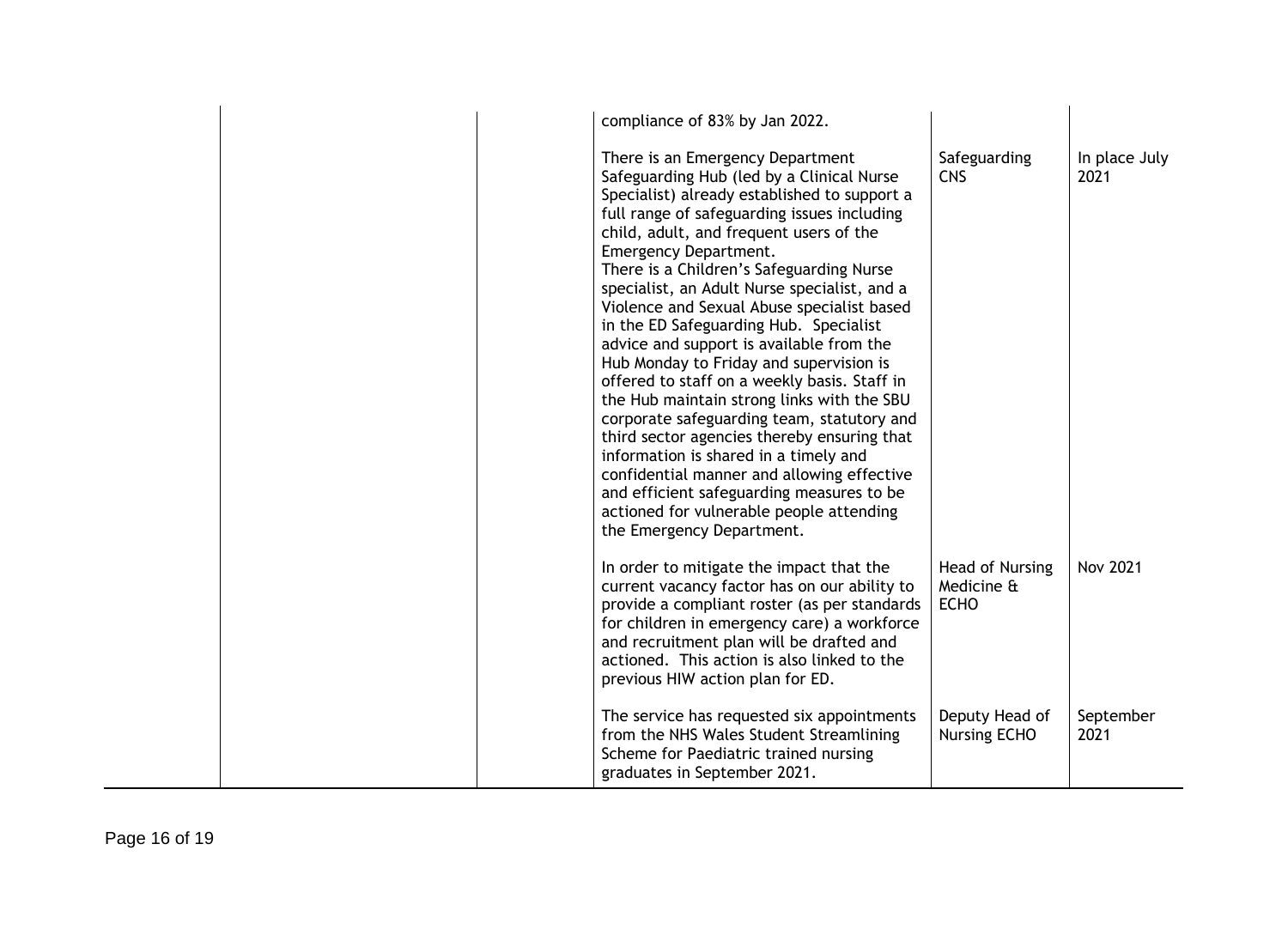| | | | | |
|---|---|---|---|---|
| | | compliance of 83% by Jan 2022. | | |
| | | There is an Emergency Department Safeguarding Hub (led by a Clinical Nurse Specialist) already established to support a full range of safeguarding issues including child, adult, and frequent users of the Emergency Department.<br>There is a Children's Safeguarding Nurse specialist, an Adult Nurse specialist, and a Violence and Sexual Abuse specialist based in the ED Safeguarding Hub. Specialist advice and support is available from the Hub Monday to Friday and supervision is offered to staff on a weekly basis. Staff in the Hub maintain strong links with the SBU corporate safeguarding team, statutory and third sector agencies thereby ensuring that information is shared in a timely and confidential manner and allowing effective and efficient safeguarding measures to be actioned for vulnerable people attending the Emergency Department. | Safeguarding CNS | In place July 2021 |
| | | In order to mitigate the impact that the current vacancy factor has on our ability to provide a compliant roster (as per standards for children in emergency care) a workforce and recruitment plan will be drafted and actioned. This action is also linked to the previous HIW action plan for ED. | Head of Nursing Medicine & ECHO | Nov 2021 |
| | | The service has requested six appointments from the NHS Wales Student Streamlining Scheme for Paediatric trained nursing graduates in September 2021. | Deputy Head of Nursing ECHO | September 2021 |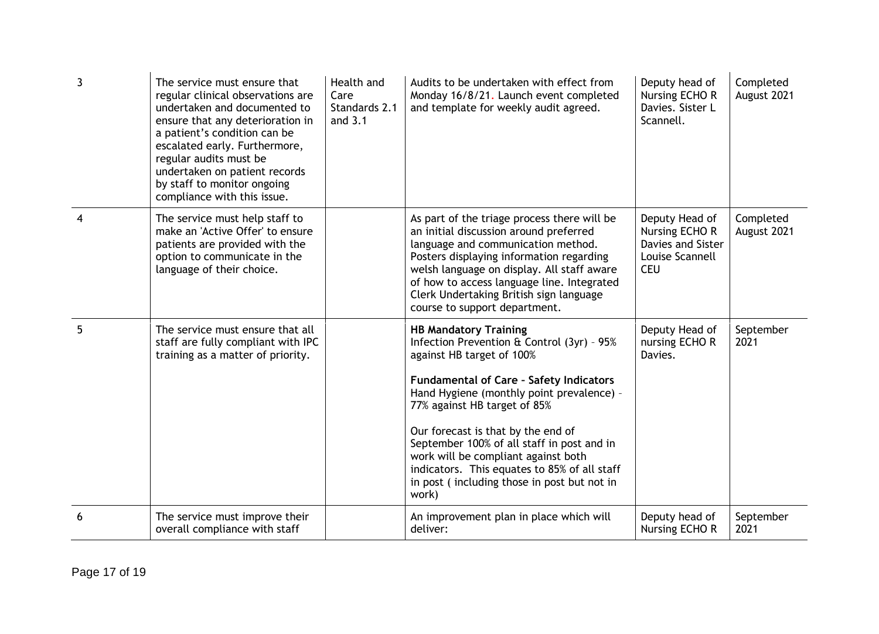| 3 | The service must ensure that regular clinical observations are undertaken and documented to ensure that any deterioration in a patient's condition can be escalated early. Furthermore, regular audits must be undertaken on patient records by staff to monitor ongoing compliance with this issue. | Health and Care Standards 2.1 and 3.1 | Audits to be undertaken with effect from Monday 16/8/21. Launch event completed and template for weekly audit agreed. | Deputy head of Nursing ECHO R Davies. Sister L Scannell. | Completed August 2021 |
|---|---|---|---|---|---|
| 4 | The service must help staff to make an 'Active Offer' to ensure patients are provided with the option to communicate in the language of their choice. | | As part of the triage process there will be an initial discussion around preferred language and communication method. Posters displaying information regarding welsh language on display. All staff aware of how to access language line. Integrated Clerk Undertaking British sign language course to support department. | Deputy Head of Nursing ECHO R Davies and Sister Louise Scannell CEU | Completed August 2021 |
| 5 | The service must ensure that all staff are fully compliant with IPC training as a matter of priority. | | **HB Mandatory Training**<br>Infection Prevention & Control (3yr) – 95% against HB target of 100%<br><br>**Fundamental of Care – Safety Indicators**<br>Hand Hygiene (monthly point prevalence) – 77% against HB target of 85%<br><br>Our forecast is that by the end of September 100% of all staff in post and in work will be compliant against both indicators. This equates to 85% of all staff in post ( including those in post but not in work) | Deputy Head of nursing ECHO R Davies. | September 2021 |
| 6 | The service must improve their overall compliance with staff | | An improvement plan in place which will deliver: | Deputy head of Nursing ECHO R | September 2021 |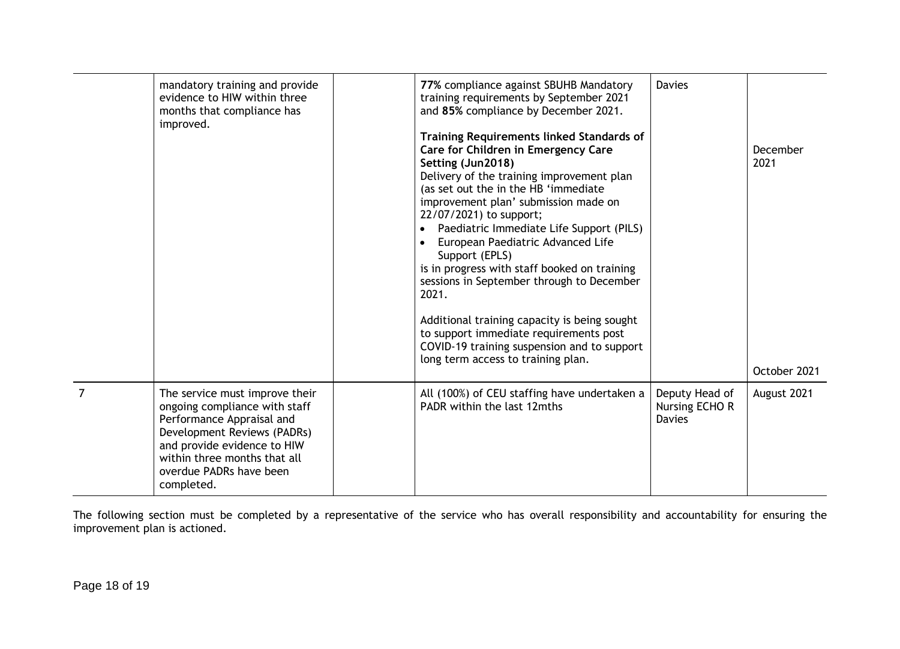| | | | | | |
|---|---|---|---|---|---|
| | mandatory training and provide evidence to HIW within three months that compliance has improved. | | **77%** compliance against SBUHB Mandatory training requirements by September 2021 and **85%** compliance by December 2021.<br><br>**Training Requirements linked Standards of Care for Children in Emergency Care Setting (Jun2018)**<br>Delivery of the training improvement plan (as set out the in the HB 'immediate improvement plan' submission made on 22/07/2021) to support;<br>• Paediatric Immediate Life Support (PILS)<br>• European Paediatric Advanced Life Support (EPLS)<br>is in progress with staff booked on training sessions in September through to December 2021.<br><br>Additional training capacity is being sought to support immediate requirements post COVID-19 training suspension and to support long term access to training plan. | Davies | December 2021<br><br><br><br><br><br><br>October 2021 |
| 7 | The service must improve their ongoing compliance with staff Performance Appraisal and Development Reviews (PADRs) and provide evidence to HIW within three months that all overdue PADRs have been completed. | | All (100%) of CEU staffing have undertaken a PADR within the last 12mths | Deputy Head of Nursing ECHO R Davies | August 2021 |

The following section must be completed by a representative of the service who has overall responsibility and accountability for ensuring the improvement plan is actioned.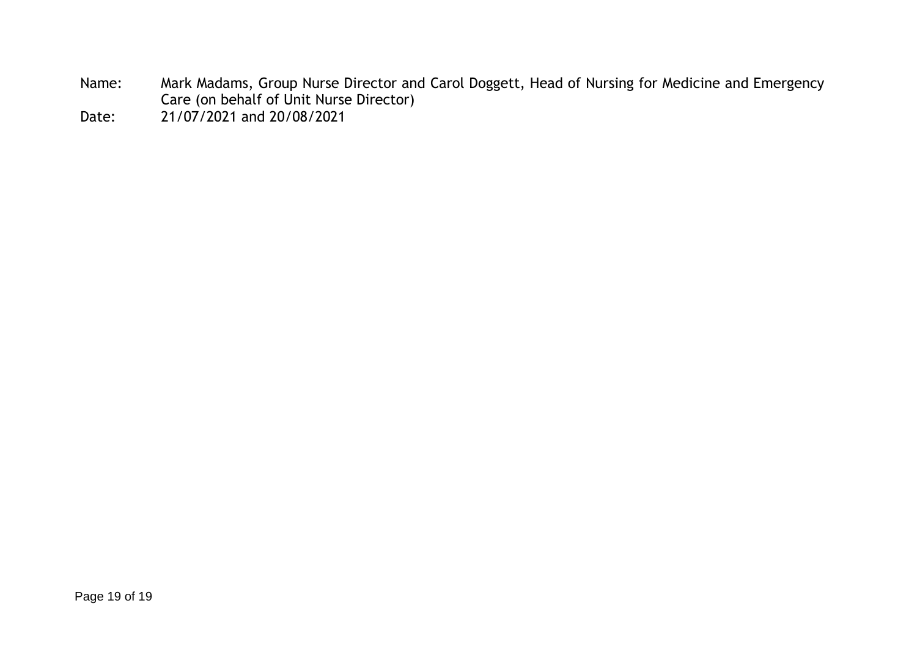| | |
|---|---|
| Name: | Mark Madams, Group Nurse Director and Carol Doggett, Head of Nursing for Medicine and Emergency Care (on behalf of Unit Nurse Director) |
| Date: | 21/07/2021 and 20/08/2021 |